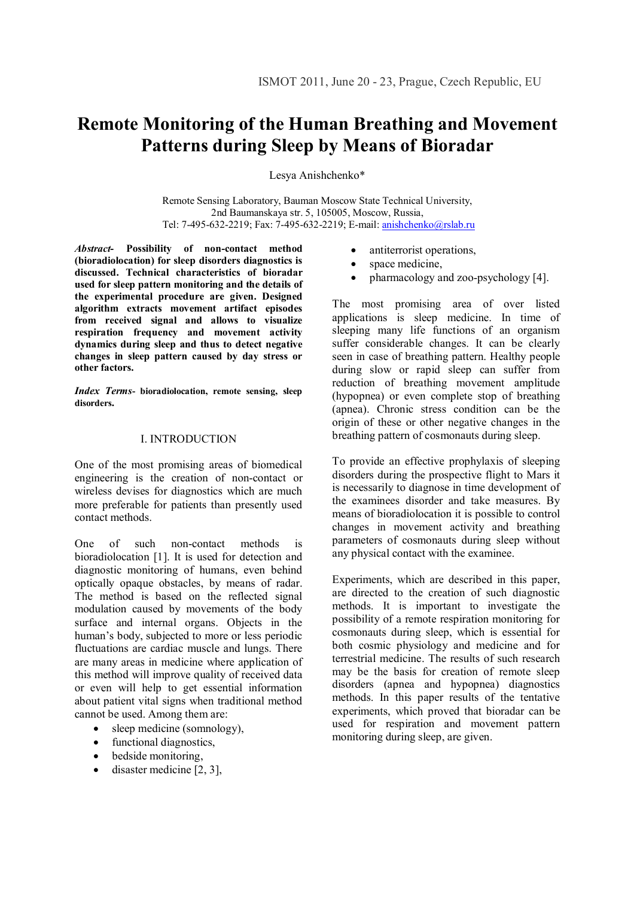# Remote Monitoring of the Human Breathing and Movement Patterns during Sleep by Means of Bioradar

Lesya Anishchenko*

Remote Sensing Laboratory, Bauman Moscow State Technical University,
2nd Baumanskaya str. 5, 105005, Moscow, Russia,
Tel: 7-495-632-2219; Fax: 7-495-632-2219; E-mail: anishchenko@rslab.ru

***Abstract*- Possibility of non-contact method (bioradiolocation) for sleep disorders diagnostics is discussed. Technical characteristics of bioradar used for sleep pattern monitoring and the details of the experimental procedure are given. Designed algorithm extracts movement artifact episodes from received signal and allows to visualize respiration frequency and movement activity dynamics during sleep and thus to detect negative changes in sleep pattern caused by day stress or other factors.**

***Index Terms*- bioradiolocation, remote sensing, sleep disorders.**

## I. INTRODUCTION

One of the most promising areas of biomedical engineering is the creation of non-contact or wireless devises for diagnostics which are much more preferable for patients than presently used contact methods.

One of such non-contact methods is bioradiolocation [1]. It is used for detection and diagnostic monitoring of humans, even behind optically opaque obstacles, by means of radar. The method is based on the reflected signal modulation caused by movements of the body surface and internal organs. Objects in the human's body, subjected to more or less periodic fluctuations are cardiac muscle and lungs. There are many areas in medicine where application of this method will improve quality of received data or even will help to get essential information about patient vital signs when traditional method cannot be used. Among them are:

- sleep medicine (somnology),
- functional diagnostics,
- bedside monitoring,
- disaster medicine [2, 3],
- antiterrorist operations,
- space medicine,
- pharmacology and zoo-psychology [4].

The most promising area of over listed applications is sleep medicine. In time of sleeping many life functions of an organism suffer considerable changes. It can be clearly seen in case of breathing pattern. Healthy people during slow or rapid sleep can suffer from reduction of breathing movement amplitude (hypopnea) or even complete stop of breathing (apnea). Chronic stress condition can be the origin of these or other negative changes in the breathing pattern of cosmonauts during sleep.

To provide an effective prophylaxis of sleeping disorders during the prospective flight to Mars it is necessarily to diagnose in time development of the examinees disorder and take measures. By means of bioradiolocation it is possible to control changes in movement activity and breathing parameters of cosmonauts during sleep without any physical contact with the examinee.

Experiments, which are described in this paper, are directed to the creation of such diagnostic methods. It is important to investigate the possibility of a remote respiration monitoring for cosmonauts during sleep, which is essential for both cosmic physiology and medicine and for terrestrial medicine. The results of such research may be the basis for creation of remote sleep disorders (apnea and hypopnea) diagnostics methods. In this paper results of the tentative experiments, which proved that bioradar can be used for respiration and movement pattern monitoring during sleep, are given.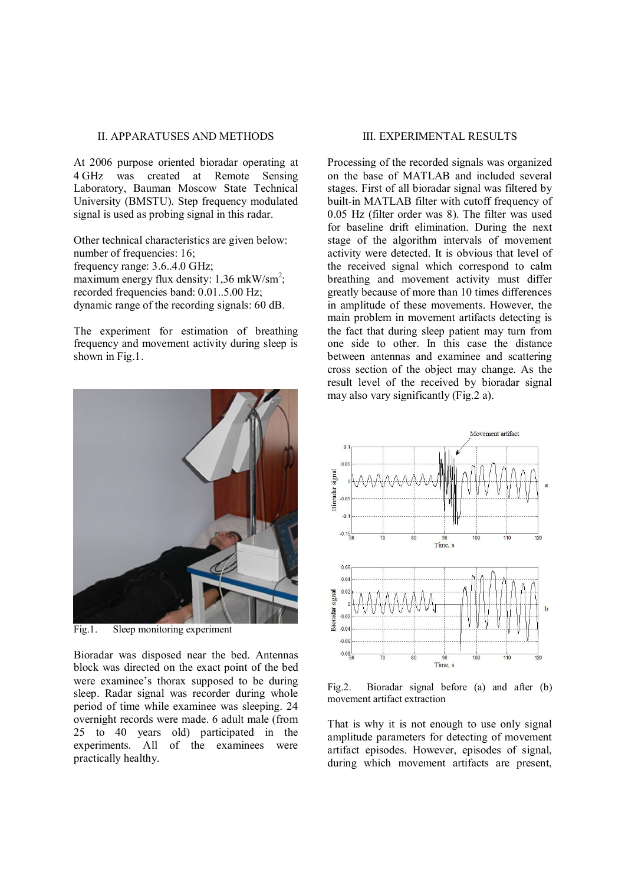## II. APPARATUSES AND METHODS

At 2006 purpose oriented bioradar operating at 4 GHz was created at Remote Sensing Laboratory, Bauman Moscow State Technical University (BMSTU). Step frequency modulated signal is used as probing signal in this radar.

Other technical characteristics are given below:
number of frequencies: 16;
frequency range: 3.6..4.0 GHz;
maximum energy flux density: 1,36 mkW/sm$^2$;
recorded frequencies band: 0.01..5.00 Hz;
dynamic range of the recording signals: 60 dB.

The experiment for estimation of breathing frequency and movement activity during sleep is shown in Fig.1.

Fig.1. Sleep monitoring experiment

Bioradar was disposed near the bed. Antennas block was directed on the exact point of the bed were examinee's thorax supposed to be during sleep. Radar signal was recorder during whole period of time while examinee was sleeping. 24 overnight records were made. 6 adult male (from 25 to 40 years old) participated in the experiments. All of the examinees were practically healthy.

## III. EXPERIMENTAL RESULTS

Processing of the recorded signals was organized on the base of MATLAB and included several stages. First of all bioradar signal was filtered by built-in MATLAB filter with cutoff frequency of 0.05 Hz (filter order was 8). The filter was used for baseline drift elimination. During the next stage of the algorithm intervals of movement activity were detected. It is obvious that level of the received signal which correspond to calm breathing and movement activity must differ greatly because of more than 10 times differences in amplitude of these movements. However, the main problem in movement artifacts detecting is the fact that during sleep patient may turn from one side to other. In this case the distance between antennas and examinee and scattering cross section of the object may change. As the result level of the received by bioradar signal may also vary significantly (Fig.2 a).

Fig.2. Bioradar signal before (a) and after (b) movement artifact extraction

That is why it is not enough to use only signal amplitude parameters for detecting of movement artifact episodes. However, episodes of signal, during which movement artifacts are present,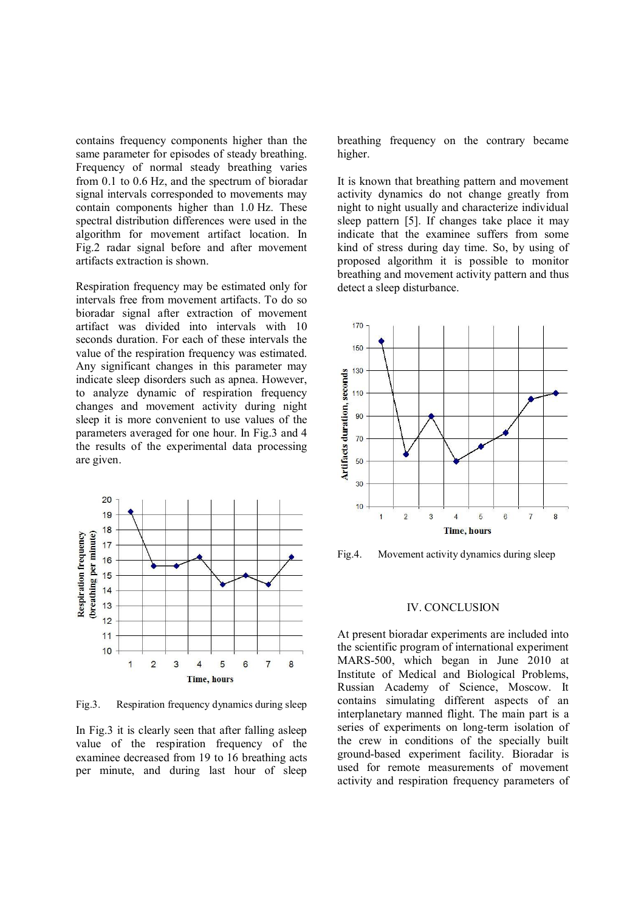contains frequency components higher than the same parameter for episodes of steady breathing. Frequency of normal steady breathing varies from 0.1 to 0.6 Hz, and the spectrum of bioradar signal intervals corresponded to movements may contain components higher than 1.0 Hz. These spectral distribution differences were used in the algorithm for movement artifact location. In Fig.2 radar signal before and after movement artifacts extraction is shown.

Respiration frequency may be estimated only for intervals free from movement artifacts. To do so bioradar signal after extraction of movement artifact was divided into intervals with 10 seconds duration. For each of these intervals the value of the respiration frequency was estimated. Any significant changes in this parameter may indicate sleep disorders such as apnea. However, to analyze dynamic of respiration frequency changes and movement activity during night sleep it is more convenient to use values of the parameters averaged for one hour. In Fig.3 and 4 the results of the experimental data processing are given.

Fig.3. Respiration frequency dynamics during sleep

In Fig.3 it is clearly seen that after falling asleep value of the respiration frequency of the examinee decreased from 19 to 16 breathing acts per minute, and during last hour of sleep breathing frequency on the contrary became higher.

It is known that breathing pattern and movement activity dynamics do not change greatly from night to night usually and characterize individual sleep pattern [5]. If changes take place it may indicate that the examinee suffers from some kind of stress during day time. So, by using of proposed algorithm it is possible to monitor breathing and movement activity pattern and thus detect a sleep disturbance.

Fig.4. Movement activity dynamics during sleep

## IV. CONCLUSION

At present bioradar experiments are included into the scientific program of international experiment MARS-500, which began in June 2010 at Institute of Medical and Biological Problems, Russian Academy of Science, Moscow. It contains simulating different aspects of an interplanetary manned flight. The main part is a series of experiments on long-term isolation of the crew in conditions of the specially built ground-based experiment facility. Bioradar is used for remote measurements of movement activity and respiration frequency parameters of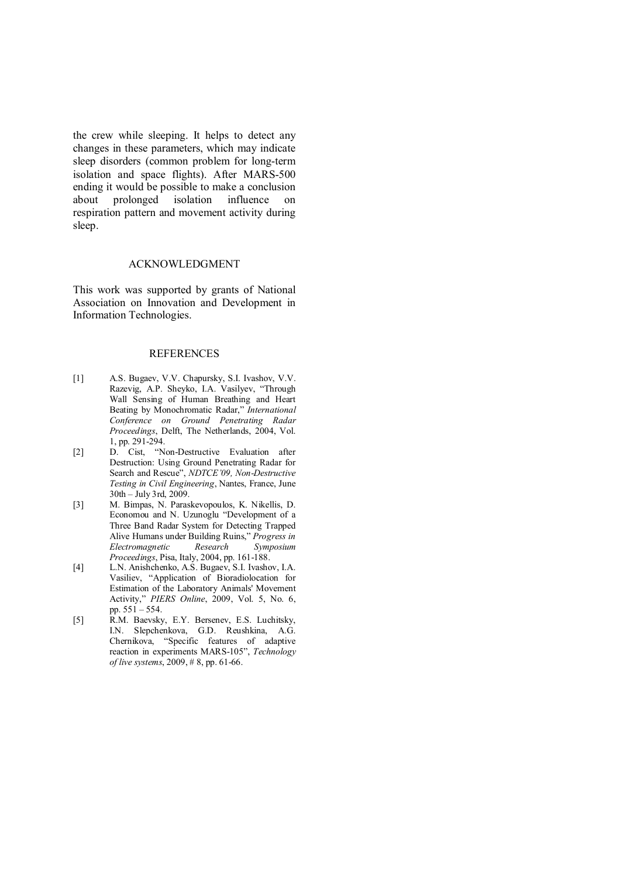the crew while sleeping. It helps to detect any changes in these parameters, which may indicate sleep disorders (common problem for long-term isolation and space flights). After MARS-500 ending it would be possible to make a conclusion about prolonged isolation influence on respiration pattern and movement activity during sleep.

## ACKNOWLEDGMENT

This work was supported by grants of National Association on Innovation and Development in Information Technologies.

## REFERENCES

[1] A.S. Bugaev, V.V. Chapursky, S.I. Ivashov, V.V. Razevig, A.P. Sheyko, I.A. Vasilyev, "Through Wall Sensing of Human Breathing and Heart Beating by Monochromatic Radar," *International Conference on Ground Penetrating Radar Proceedings*, Delft, The Netherlands, 2004, Vol. 1, pp. 291-294.

[2] D. Cist, "Non-Destructive Evaluation after Destruction: Using Ground Penetrating Radar for Search and Rescue", *NDTCE'09, Non-Destructive Testing in Civil Engineering*, Nantes, France, June 30th – July 3rd, 2009.

[3] M. Bimpas, N. Paraskevopoulos, K. Nikellis, D. Economou and N. Uzunoglu "Development of a Three Band Radar System for Detecting Trapped Alive Humans under Building Ruins," *Progress in Electromagnetic Research Symposium Proceedings*, Pisa, Italy, 2004, pp. 161-188.

[4] L.N. Anishchenko, A.S. Bugaev, S.I. Ivashov, I.A. Vasiliev, "Application of Bioradiolocation for Estimation of the Laboratory Animals' Movement Activity," *PIERS Online*, 2009, Vol. 5, No. 6, pp. 551 – 554.

[5] R.M. Baevsky, E.Y. Bersenev, E.S. Luchitsky, I.N. Slepchenkova, G.D. Reushkina, A.G. Chernikova, "Specific features of adaptive reaction in experiments MARS-105", *Technology of live systems*, 2009, # 8, pp. 61-66.